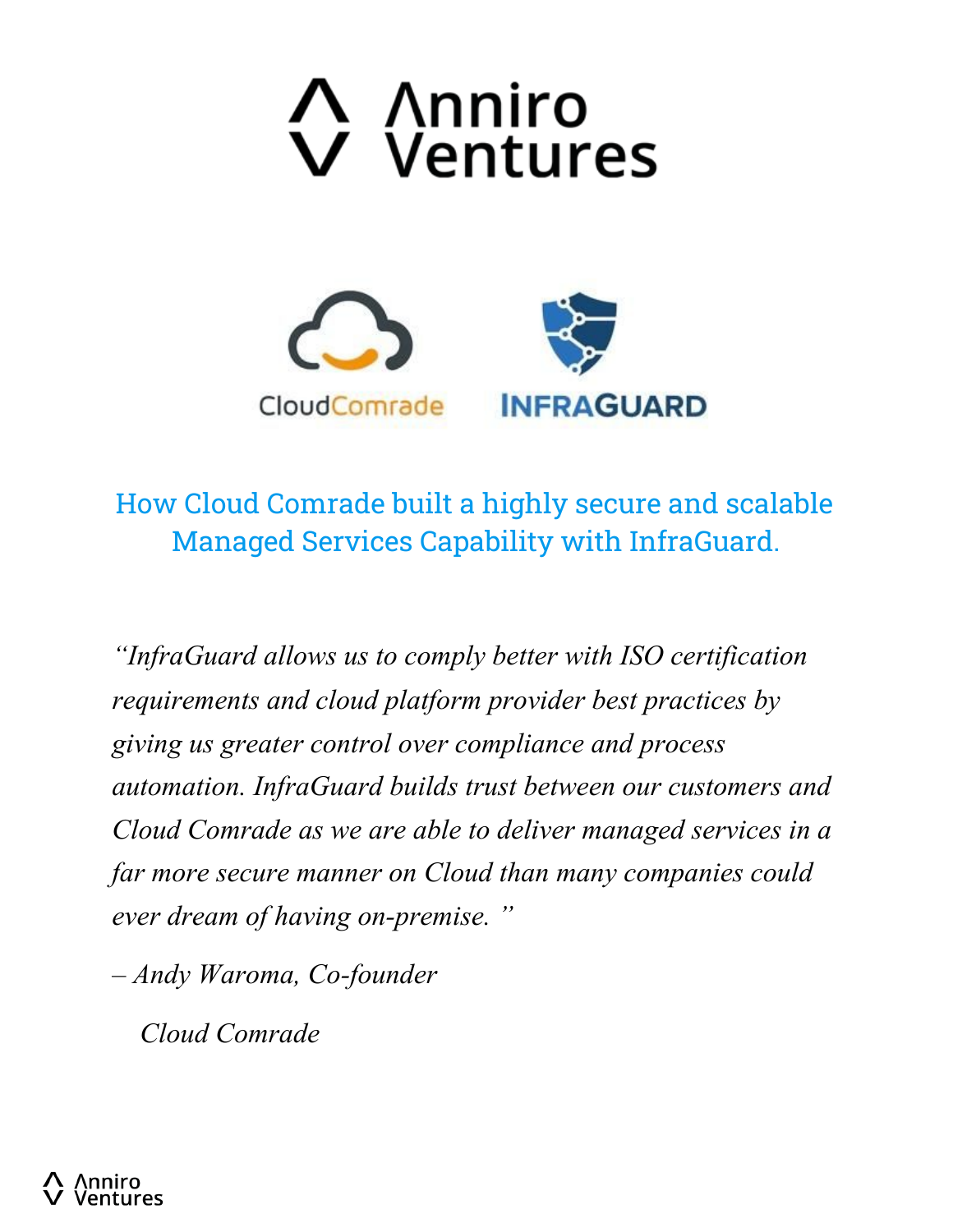# How Cloud Comrade built a highly secure and scalable Managed Services Capability with InfraGuard.

*"InfraGuard allows us to comply better with ISO certification requirements and cloud platform provider best practices by giving us greater control over compliance and process automation. InfraGuard builds trust between our customers and Cloud Comrade as we are able to deliver managed services in a far more secure manner on Cloud than many companies could ever dream of having on-premise."*

*– Andy Waroma, Co-founder*

*Cloud Comrade*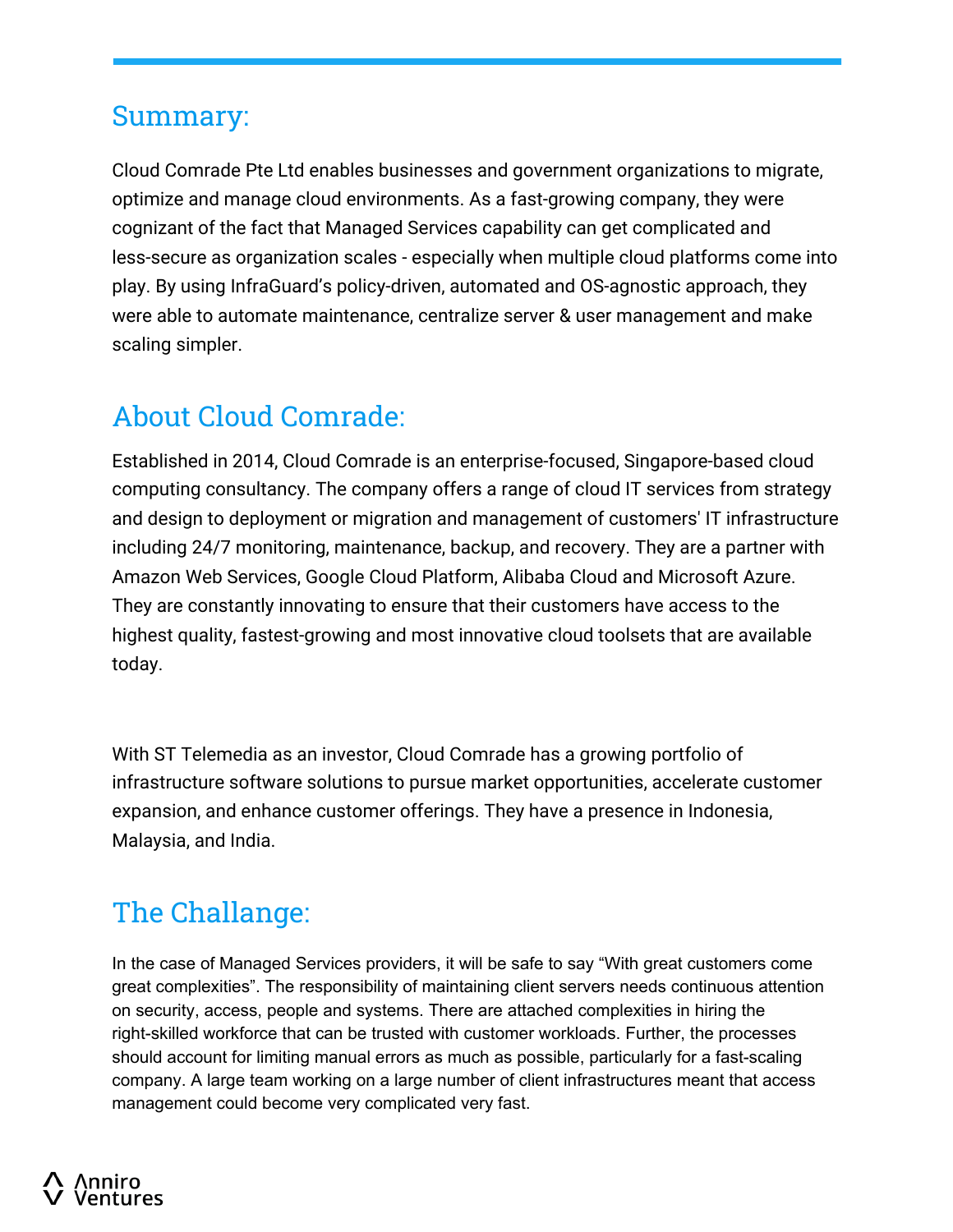## Summary:

Cloud Comrade Pte Ltd enables businesses and government organizations to migrate, optimize and manage cloud environments. As a fast-growing company, they were cognizant of the fact that Managed Services capability can get complicated and less-secure as organization scales - especially when multiple cloud platforms come into play. By using InfraGuard's policy-driven, automated and OS-agnostic approach, they were able to automate maintenance, centralize server & user management and make scaling simpler.

## About Cloud Comrade:

Established in 2014, Cloud Comrade is an enterprise-focused, Singapore-based cloud computing consultancy. The company offers a range of cloud IT services from strategy and design to deployment or migration and management of customers' IT infrastructure including 24/7 monitoring, maintenance, backup, and recovery. They are a partner with Amazon Web Services, Google Cloud Platform, Alibaba Cloud and Microsoft Azure. They are constantly innovating to ensure that their customers have access to the highest quality, fastest-growing and most innovative cloud toolsets that are available today.

With ST Telemedia as an investor, Cloud Comrade has a growing portfolio of infrastructure software solutions to pursue market opportunities, accelerate customer expansion, and enhance customer offerings. They have a presence in Indonesia, Malaysia, and India.

## The Challange:

In the case of Managed Services providers, it will be safe to say "With great customers come great complexities". The responsibility of maintaining client servers needs continuous attention on security, access, people and systems. There are attached complexities in hiring the right-skilled workforce that can be trusted with customer workloads. Further, the processes should account for limiting manual errors as much as possible, particularly for a fast-scaling company. A large team working on a large number of client infrastructures meant that access management could become very complicated very fast.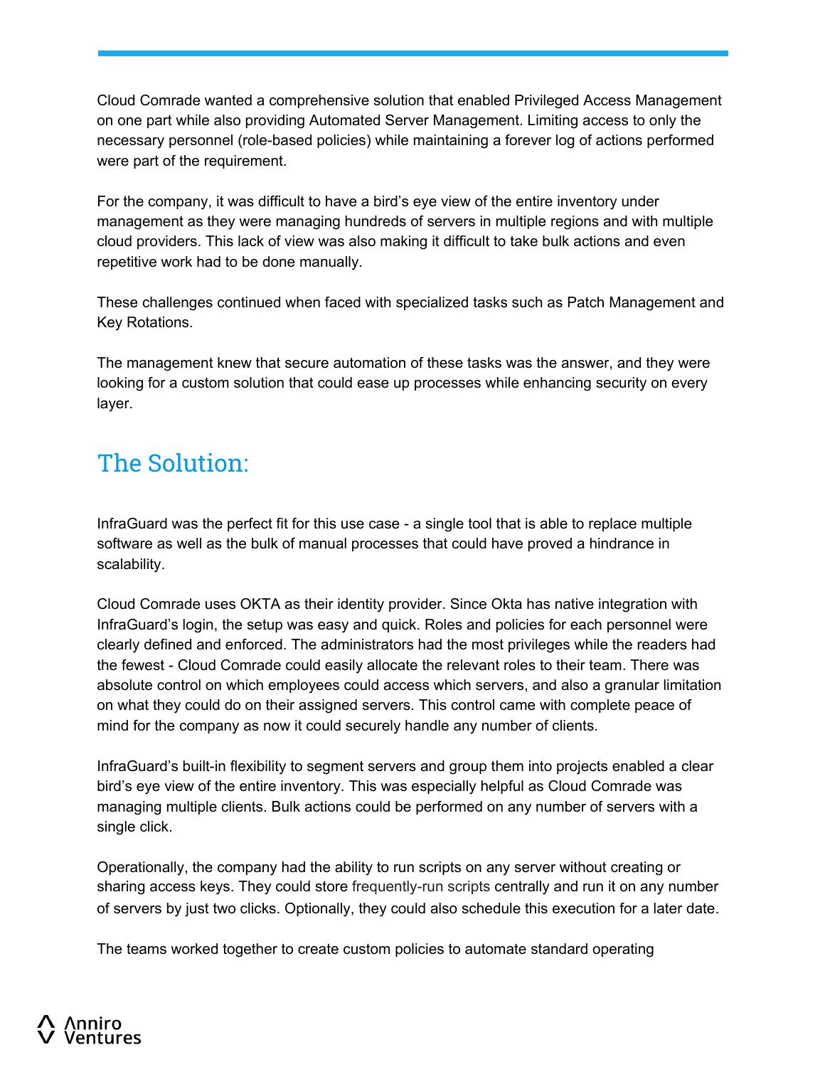Cloud Comrade wanted a comprehensive solution that enabled Privileged Access Management on one part while also providing Automated Server Management. Limiting access to only the necessary personnel (role-based policies) while maintaining a forever log of actions performed were part of the requirement.

For the company, it was difficult to have a bird's eye view of the entire inventory under management as they were managing hundreds of servers in multiple regions and with multiple cloud providers. This lack of view was also making it difficult to take bulk actions and even repetitive work had to be done manually.

These challenges continued when faced with specialized tasks such as Patch Management and Key Rotations.

The management knew that secure automation of these tasks was the answer, and they were looking for a custom solution that could ease up processes while enhancing security on every layer.

## The Solution:

InfraGuard was the perfect fit for this use case - a single tool that is able to replace multiple software as well as the bulk of manual processes that could have proved a hindrance in scalability.

Cloud Comrade uses OKTA as their identity provider. Since Okta has native integration with InfraGuard's login, the setup was easy and quick. Roles and policies for each personnel were clearly defined and enforced. The administrators had the most privileges while the readers had the fewest - Cloud Comrade could easily allocate the relevant roles to their team. There was absolute control on which employees could access which servers, and also a granular limitation on what they could do on their assigned servers. This control came with complete peace of mind for the company as now it could securely handle any number of clients.

InfraGuard's built-in flexibility to segment servers and group them into projects enabled a clear bird's eye view of the entire inventory. This was especially helpful as Cloud Comrade was managing multiple clients. Bulk actions could be performed on any number of servers with a single click.

Operationally, the company had the ability to run scripts on any server without creating or sharing access keys. They could store frequently-run scripts centrally and run it on any number of servers by just two clicks. Optionally, they could also schedule this execution for a later date.

The teams worked together to create custom policies to automate standard operating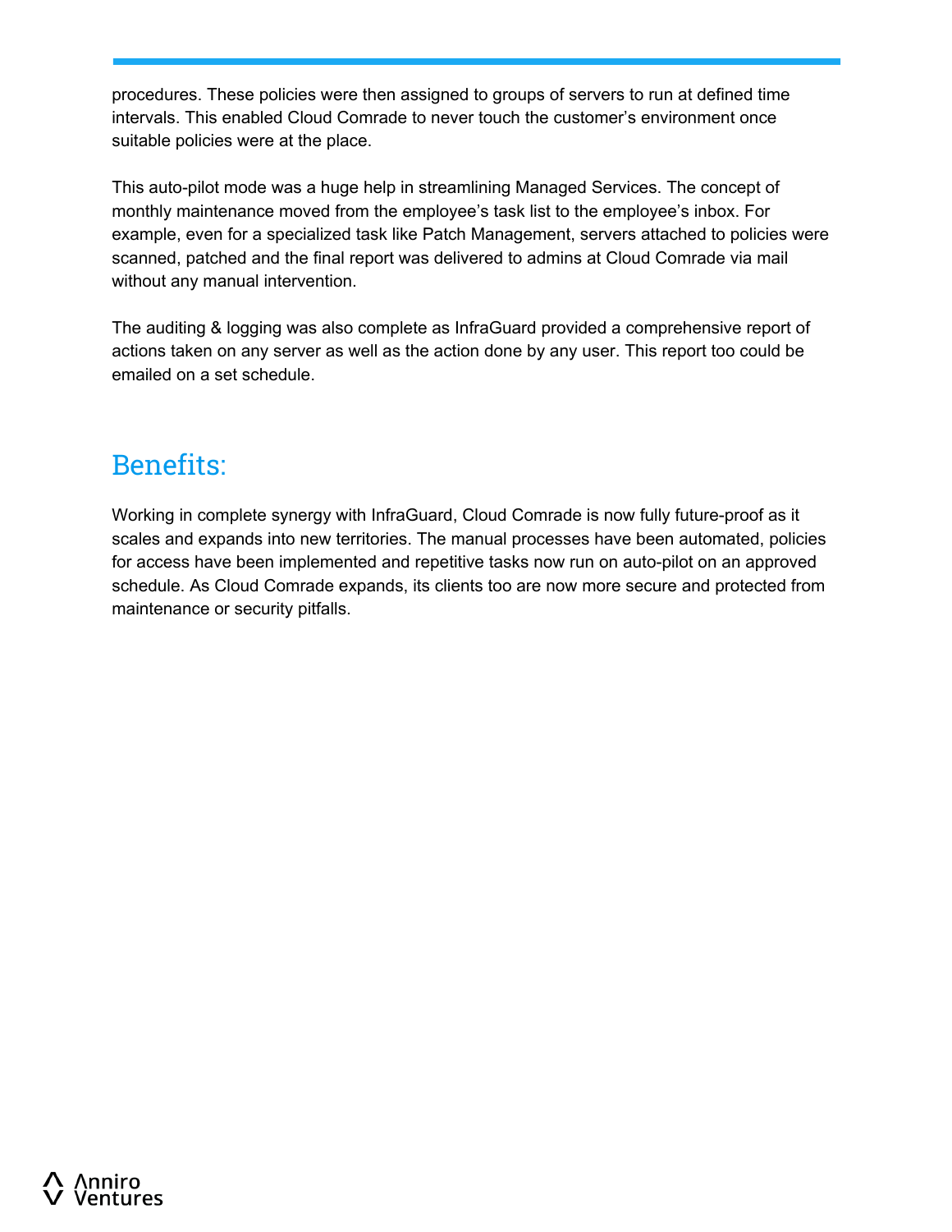procedures. These policies were then assigned to groups of servers to run at defined time intervals. This enabled Cloud Comrade to never touch the customer's environment once suitable policies were at the place.

This auto-pilot mode was a huge help in streamlining Managed Services. The concept of monthly maintenance moved from the employee's task list to the employee's inbox. For example, even for a specialized task like Patch Management, servers attached to policies were scanned, patched and the final report was delivered to admins at Cloud Comrade via mail without any manual intervention.

The auditing & logging was also complete as InfraGuard provided a comprehensive report of actions taken on any server as well as the action done by any user. This report too could be emailed on a set schedule.

## Benefits:

Working in complete synergy with InfraGuard, Cloud Comrade is now fully future-proof as it scales and expands into new territories. The manual processes have been automated, policies for access have been implemented and repetitive tasks now run on auto-pilot on an approved schedule. As Cloud Comrade expands, its clients too are now more secure and protected from maintenance or security pitfalls.